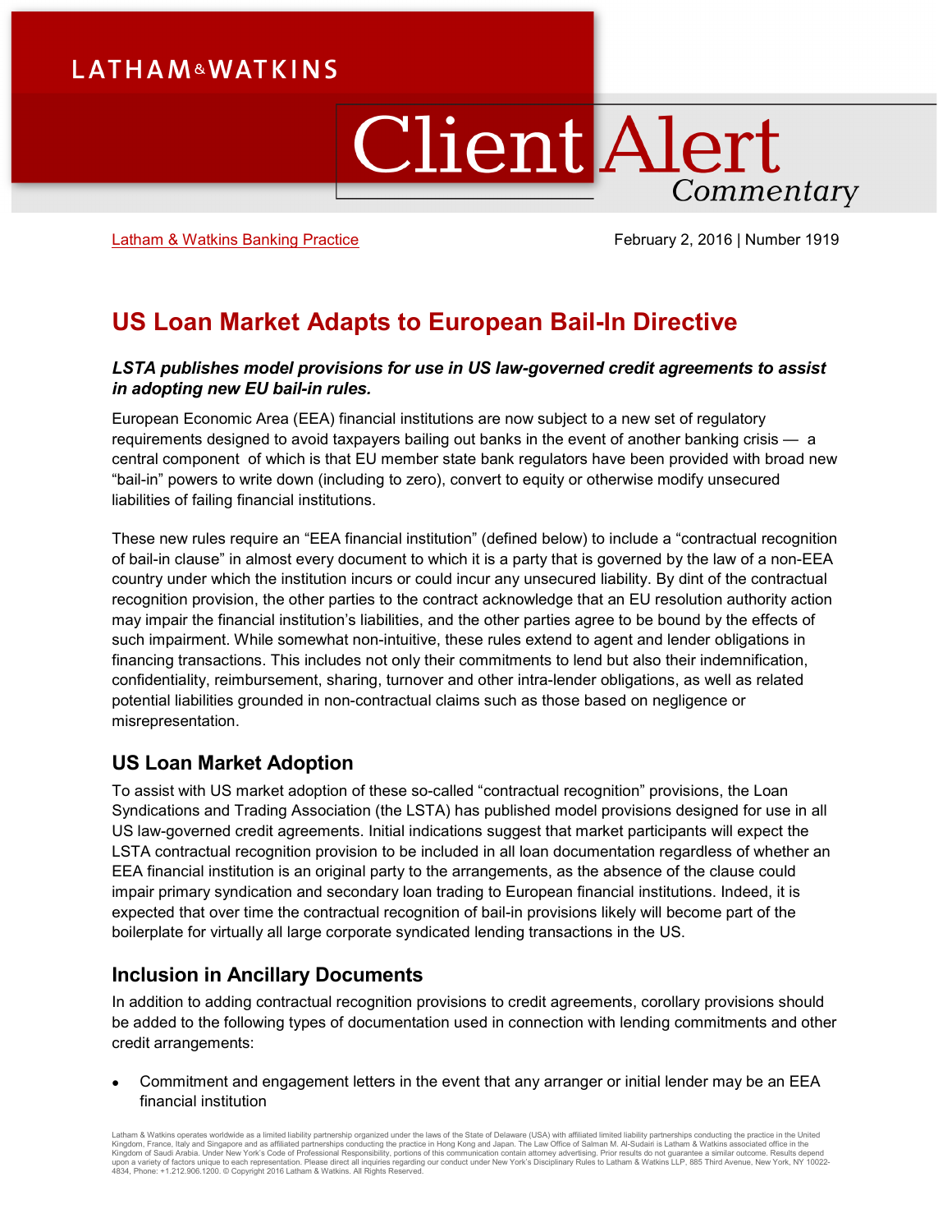Latham & Watkins Banking Practice February 2, 2016 | Number 1919

# US Loan Market Adapts to European Bail-In Directive

***LSTA publishes model provisions for use in US law-governed credit agreements to assist in adopting new EU bail-in rules.***

European Economic Area (EEA) financial institutions are now subject to a new set of regulatory requirements designed to avoid taxpayers bailing out banks in the event of another banking crisis — a central component of which is that EU member state bank regulators have been provided with broad new "bail-in" powers to write down (including to zero), convert to equity or otherwise modify unsecured liabilities of failing financial institutions.

These new rules require an "EEA financial institution" (defined below) to include a "contractual recognition of bail-in clause" in almost every document to which it is a party that is governed by the law of a non-EEA country under which the institution incurs or could incur any unsecured liability. By dint of the contractual recognition provision, the other parties to the contract acknowledge that an EU resolution authority action may impair the financial institution's liabilities, and the other parties agree to be bound by the effects of such impairment. While somewhat non-intuitive, these rules extend to agent and lender obligations in financing transactions. This includes not only their commitments to lend but also their indemnification, confidentiality, reimbursement, sharing, turnover and other intra-lender obligations, as well as related potential liabilities grounded in non-contractual claims such as those based on negligence or misrepresentation.

## US Loan Market Adoption

To assist with US market adoption of these so-called "contractual recognition" provisions, the Loan Syndications and Trading Association (the LSTA) has published model provisions designed for use in all US law-governed credit agreements. Initial indications suggest that market participants will expect the LSTA contractual recognition provision to be included in all loan documentation regardless of whether an EEA financial institution is an original party to the arrangements, as the absence of the clause could impair primary syndication and secondary loan trading to European financial institutions. Indeed, it is expected that over time the contractual recognition of bail-in provisions likely will become part of the boilerplate for virtually all large corporate syndicated lending transactions in the US.

## Inclusion in Ancillary Documents

In addition to adding contractual recognition provisions to credit agreements, corollary provisions should be added to the following types of documentation used in connection with lending commitments and other credit arrangements:

- Commitment and engagement letters in the event that any arranger or initial lender may be an EEA financial institution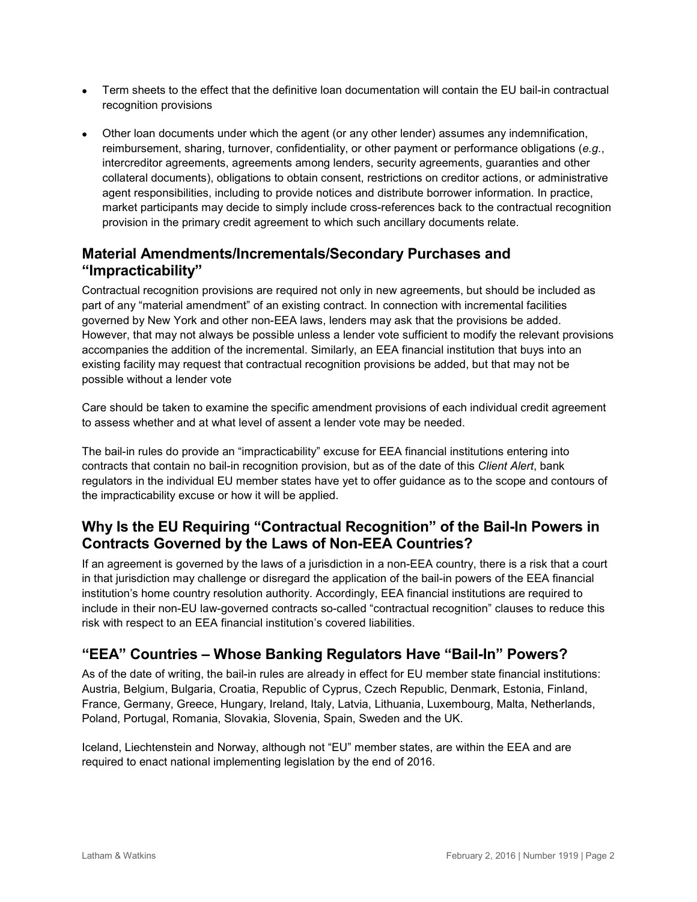- Term sheets to the effect that the definitive loan documentation will contain the EU bail-in contractual recognition provisions
- Other loan documents under which the agent (or any other lender) assumes any indemnification, reimbursement, sharing, turnover, confidentiality, or other payment or performance obligations (*e.g.*, intercreditor agreements, agreements among lenders, security agreements, guaranties and other collateral documents), obligations to obtain consent, restrictions on creditor actions, or administrative agent responsibilities, including to provide notices and distribute borrower information. In practice, market participants may decide to simply include cross-references back to the contractual recognition provision in the primary credit agreement to which such ancillary documents relate.

## Material Amendments/Incrementals/Secondary Purchases and "Impracticability"

Contractual recognition provisions are required not only in new agreements, but should be included as part of any "material amendment" of an existing contract. In connection with incremental facilities governed by New York and other non-EEA laws, lenders may ask that the provisions be added. However, that may not always be possible unless a lender vote sufficient to modify the relevant provisions accompanies the addition of the incremental. Similarly, an EEA financial institution that buys into an existing facility may request that contractual recognition provisions be added, but that may not be possible without a lender vote

Care should be taken to examine the specific amendment provisions of each individual credit agreement to assess whether and at what level of assent a lender vote may be needed.

The bail-in rules do provide an "impracticability" excuse for EEA financial institutions entering into contracts that contain no bail-in recognition provision, but as of the date of this *Client Alert*, bank regulators in the individual EU member states have yet to offer guidance as to the scope and contours of the impracticability excuse or how it will be applied.

## Why Is the EU Requiring "Contractual Recognition" of the Bail-In Powers in Contracts Governed by the Laws of Non-EEA Countries?

If an agreement is governed by the laws of a jurisdiction in a non-EEA country, there is a risk that a court in that jurisdiction may challenge or disregard the application of the bail-in powers of the EEA financial institution's home country resolution authority. Accordingly, EEA financial institutions are required to include in their non-EU law-governed contracts so-called "contractual recognition" clauses to reduce this risk with respect to an EEA financial institution's covered liabilities.

## "EEA" Countries – Whose Banking Regulators Have "Bail-In" Powers?

As of the date of writing, the bail-in rules are already in effect for EU member state financial institutions: Austria, Belgium, Bulgaria, Croatia, Republic of Cyprus, Czech Republic, Denmark, Estonia, Finland, France, Germany, Greece, Hungary, Ireland, Italy, Latvia, Lithuania, Luxembourg, Malta, Netherlands, Poland, Portugal, Romania, Slovakia, Slovenia, Spain, Sweden and the UK.

Iceland, Liechtenstein and Norway, although not "EU" member states, are within the EEA and are required to enact national implementing legislation by the end of 2016.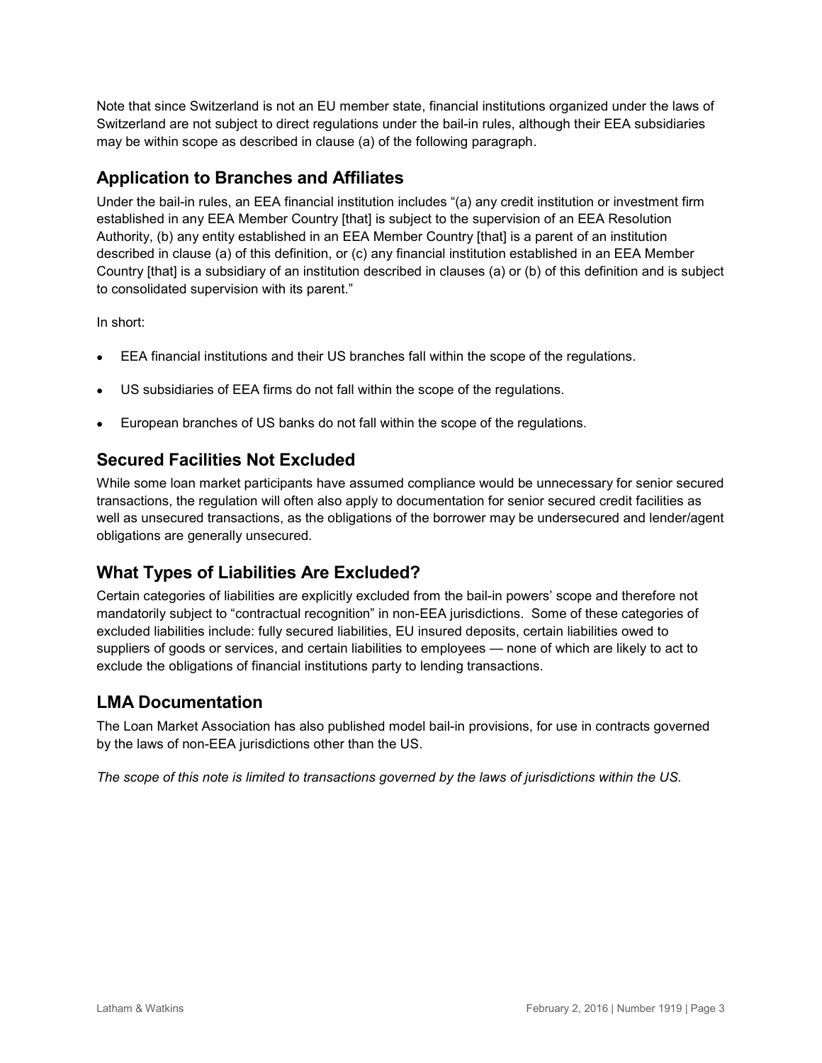Note that since Switzerland is not an EU member state, financial institutions organized under the laws of Switzerland are not subject to direct regulations under the bail-in rules, although their EEA subsidiaries may be within scope as described in clause (a) of the following paragraph.

## Application to Branches and Affiliates

Under the bail-in rules, an EEA financial institution includes "(a) any credit institution or investment firm established in any EEA Member Country [that] is subject to the supervision of an EEA Resolution Authority, (b) any entity established in an EEA Member Country [that] is a parent of an institution described in clause (a) of this definition, or (c) any financial institution established in an EEA Member Country [that] is a subsidiary of an institution described in clauses (a) or (b) of this definition and is subject to consolidated supervision with its parent."

In short:

- EEA financial institutions and their US branches fall within the scope of the regulations.
- US subsidiaries of EEA firms do not fall within the scope of the regulations.
- European branches of US banks do not fall within the scope of the regulations.

## Secured Facilities Not Excluded

While some loan market participants have assumed compliance would be unnecessary for senior secured transactions, the regulation will often also apply to documentation for senior secured credit facilities as well as unsecured transactions, as the obligations of the borrower may be undersecured and lender/agent obligations are generally unsecured.

## What Types of Liabilities Are Excluded?

Certain categories of liabilities are explicitly excluded from the bail-in powers' scope and therefore not mandatorily subject to "contractual recognition" in non-EEA jurisdictions. Some of these categories of excluded liabilities include: fully secured liabilities, EU insured deposits, certain liabilities owed to suppliers of goods or services, and certain liabilities to employees — none of which are likely to act to exclude the obligations of financial institutions party to lending transactions.

## LMA Documentation

The Loan Market Association has also published model bail-in provisions, for use in contracts governed by the laws of non-EEA jurisdictions other than the US.

*The scope of this note is limited to transactions governed by the laws of jurisdictions within the US.*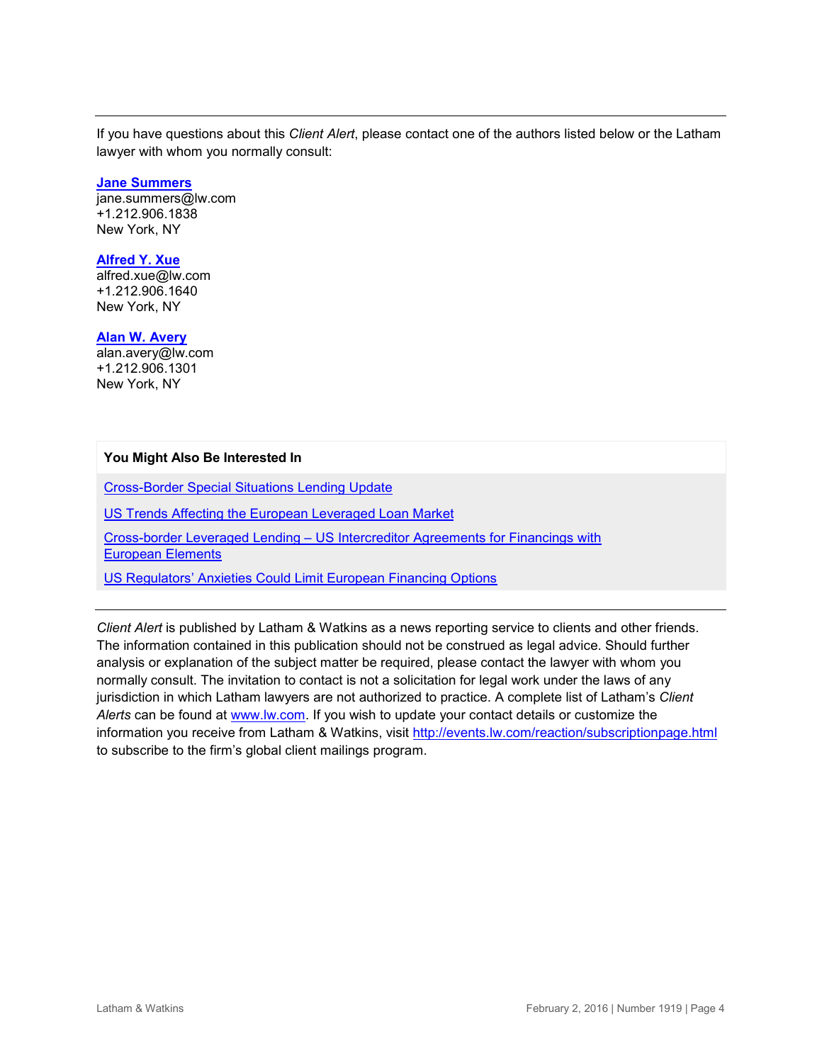If you have questions about this *Client Alert*, please contact one of the authors listed below or the Latham lawyer with whom you normally consult:

**[Jane Summers](#)**
jane.summers@lw.com
+1.212.906.1838
New York, NY

**[Alfred Y. Xue](#)**
alfred.xue@lw.com
+1.212.906.1640
New York, NY

**[Alan W. Avery](#)**
alan.avery@lw.com
+1.212.906.1301
New York, NY

**You Might Also Be Interested In**

[Cross-Border Special Situations Lending Update](#)

[US Trends Affecting the European Leveraged Loan Market](#)

[Cross-border Leveraged Lending – US Intercreditor Agreements for Financings with European Elements](#)

[US Regulators' Anxieties Could Limit European Financing Options](#)

---

*Client Alert* is published by Latham & Watkins as a news reporting service to clients and other friends. The information contained in this publication should not be construed as legal advice. Should further analysis or explanation of the subject matter be required, please contact the lawyer with whom you normally consult. The invitation to contact is not a solicitation for legal work under the laws of any jurisdiction in which Latham lawyers are not authorized to practice. A complete list of Latham's *Client Alerts* can be found at [www.lw.com](http://www.lw.com). If you wish to update your contact details or customize the information you receive from Latham & Watkins, visit [http://events.lw.com/reaction/subscriptionpage.html](http://events.lw.com/reaction/subscriptionpage.html) to subscribe to the firm's global client mailings program.